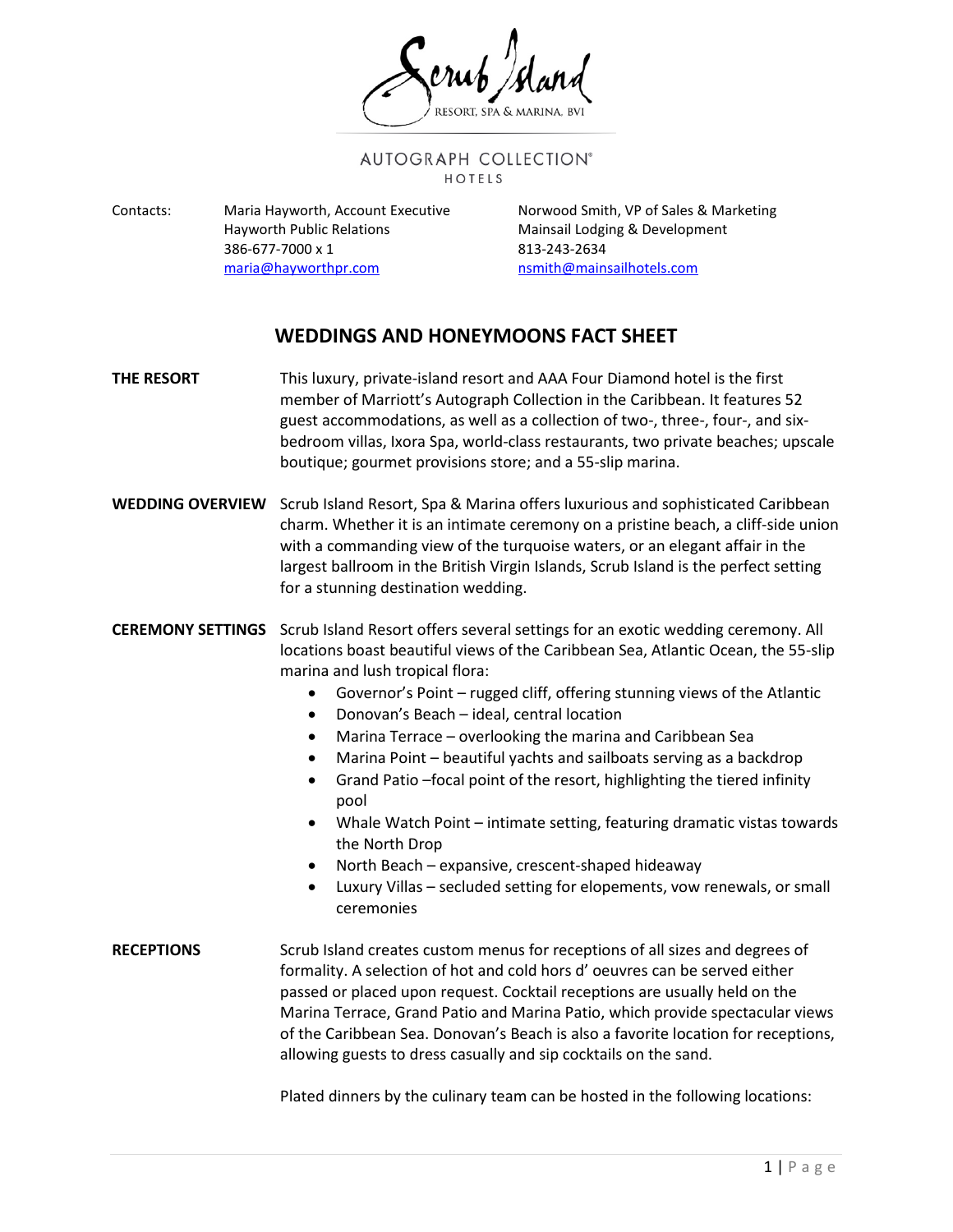Scrub Island RESORT, SPA & MARINA, BVI

AUTOGRAPH COLLECTION® HOTELS

Contacts: Maria Hayworth, Account Executive
Hayworth Public Relations
386-677-7000 x 1
maria@hayworthpr.com

Norwood Smith, VP of Sales & Marketing
Mainsail Lodging & Development
813-243-2634
nsmith@mainsailhotels.com

# WEDDINGS AND HONEYMOONS FACT SHEET

**THE RESORT**

This luxury, private-island resort and AAA Four Diamond hotel is the first member of Marriott's Autograph Collection in the Caribbean. It features 52 guest accommodations, as well as a collection of two-, three-, four-, and six-bedroom villas, Ixora Spa, world-class restaurants, two private beaches; upscale boutique; gourmet provisions store; and a 55-slip marina.

**WEDDING OVERVIEW**

Scrub Island Resort, Spa & Marina offers luxurious and sophisticated Caribbean charm. Whether it is an intimate ceremony on a pristine beach, a cliff-side union with a commanding view of the turquoise waters, or an elegant affair in the largest ballroom in the British Virgin Islands, Scrub Island is the perfect setting for a stunning destination wedding.

**CEREMONY SETTINGS**

Scrub Island Resort offers several settings for an exotic wedding ceremony. All locations boast beautiful views of the Caribbean Sea, Atlantic Ocean, the 55-slip marina and lush tropical flora:

- Governor's Point – rugged cliff, offering stunning views of the Atlantic
- Donovan's Beach – ideal, central location
- Marina Terrace – overlooking the marina and Caribbean Sea
- Marina Point – beautiful yachts and sailboats serving as a backdrop
- Grand Patio –focal point of the resort, highlighting the tiered infinity pool
- Whale Watch Point – intimate setting, featuring dramatic vistas towards the North Drop
- North Beach – expansive, crescent-shaped hideaway
- Luxury Villas – secluded setting for elopements, vow renewals, or small ceremonies

**RECEPTIONS**

Scrub Island creates custom menus for receptions of all sizes and degrees of formality. A selection of hot and cold hors d' oeuvres can be served either passed or placed upon request. Cocktail receptions are usually held on the Marina Terrace, Grand Patio and Marina Patio, which provide spectacular views of the Caribbean Sea. Donovan's Beach is also a favorite location for receptions, allowing guests to dress casually and sip cocktails on the sand.

Plated dinners by the culinary team can be hosted in the following locations: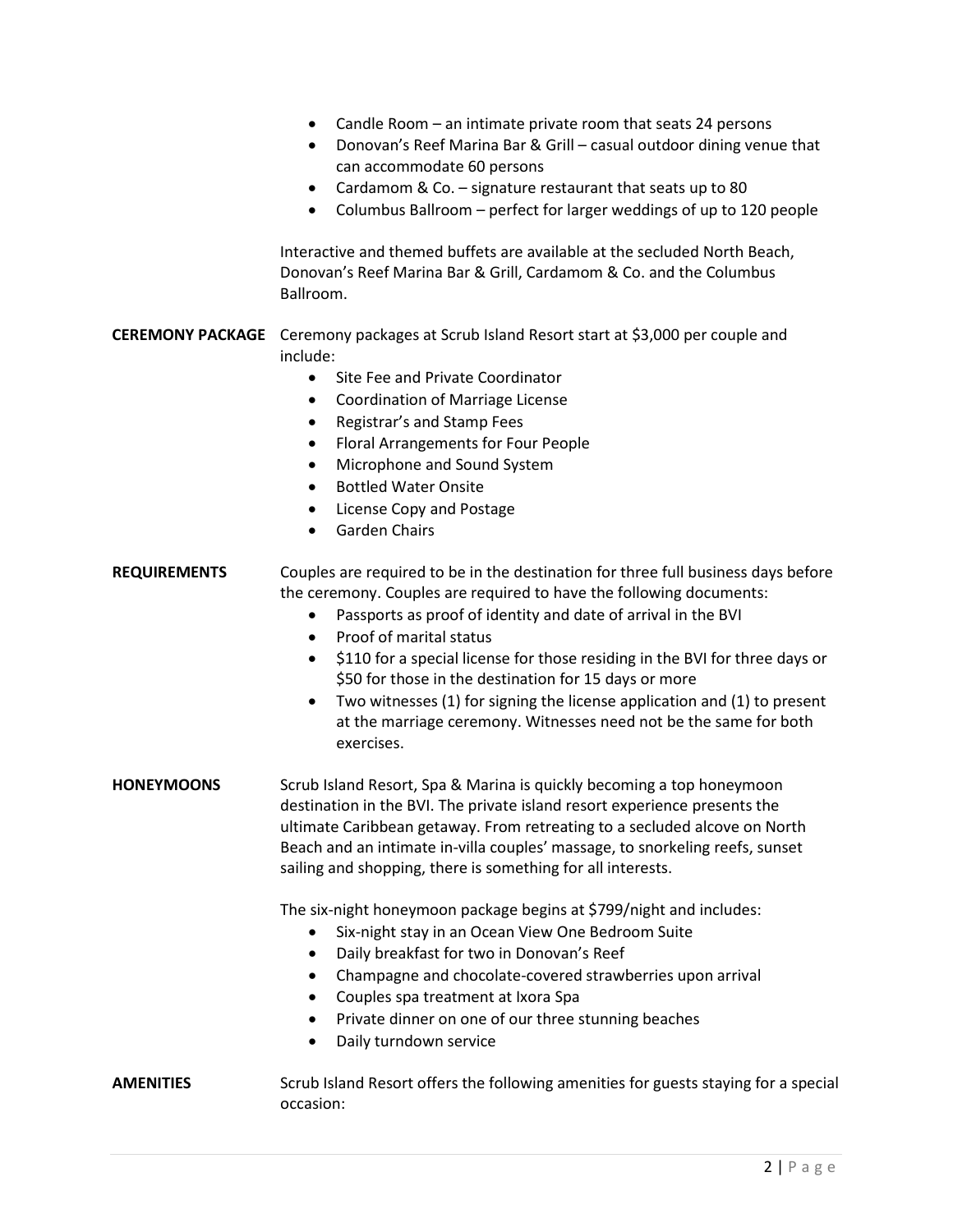- Candle Room – an intimate private room that seats 24 persons
- Donovan's Reef Marina Bar & Grill – casual outdoor dining venue that can accommodate 60 persons
- Cardamom & Co. – signature restaurant that seats up to 80
- Columbus Ballroom – perfect for larger weddings of up to 120 people

Interactive and themed buffets are available at the secluded North Beach, Donovan's Reef Marina Bar & Grill, Cardamom & Co. and the Columbus Ballroom.

**CEREMONY PACKAGE**

Ceremony packages at Scrub Island Resort start at $3,000 per couple and include:

- Site Fee and Private Coordinator
- Coordination of Marriage License
- Registrar's and Stamp Fees
- Floral Arrangements for Four People
- Microphone and Sound System
- Bottled Water Onsite
- License Copy and Postage
- Garden Chairs

**REQUIREMENTS**

Couples are required to be in the destination for three full business days before the ceremony. Couples are required to have the following documents:

- Passports as proof of identity and date of arrival in the BVI
- Proof of marital status
- $110 for a special license for those residing in the BVI for three days or $50 for those in the destination for 15 days or more
- Two witnesses (1) for signing the license application and (1) to present at the marriage ceremony. Witnesses need not be the same for both exercises.

**HONEYMOONS**

Scrub Island Resort, Spa & Marina is quickly becoming a top honeymoon destination in the BVI. The private island resort experience presents the ultimate Caribbean getaway. From retreating to a secluded alcove on North Beach and an intimate in-villa couples' massage, to snorkeling reefs, sunset sailing and shopping, there is something for all interests.

The six-night honeymoon package begins at $799/night and includes:

- Six-night stay in an Ocean View One Bedroom Suite
- Daily breakfast for two in Donovan's Reef
- Champagne and chocolate-covered strawberries upon arrival
- Couples spa treatment at Ixora Spa
- Private dinner on one of our three stunning beaches
- Daily turndown service

**AMENITIES**

Scrub Island Resort offers the following amenities for guests staying for a special occasion: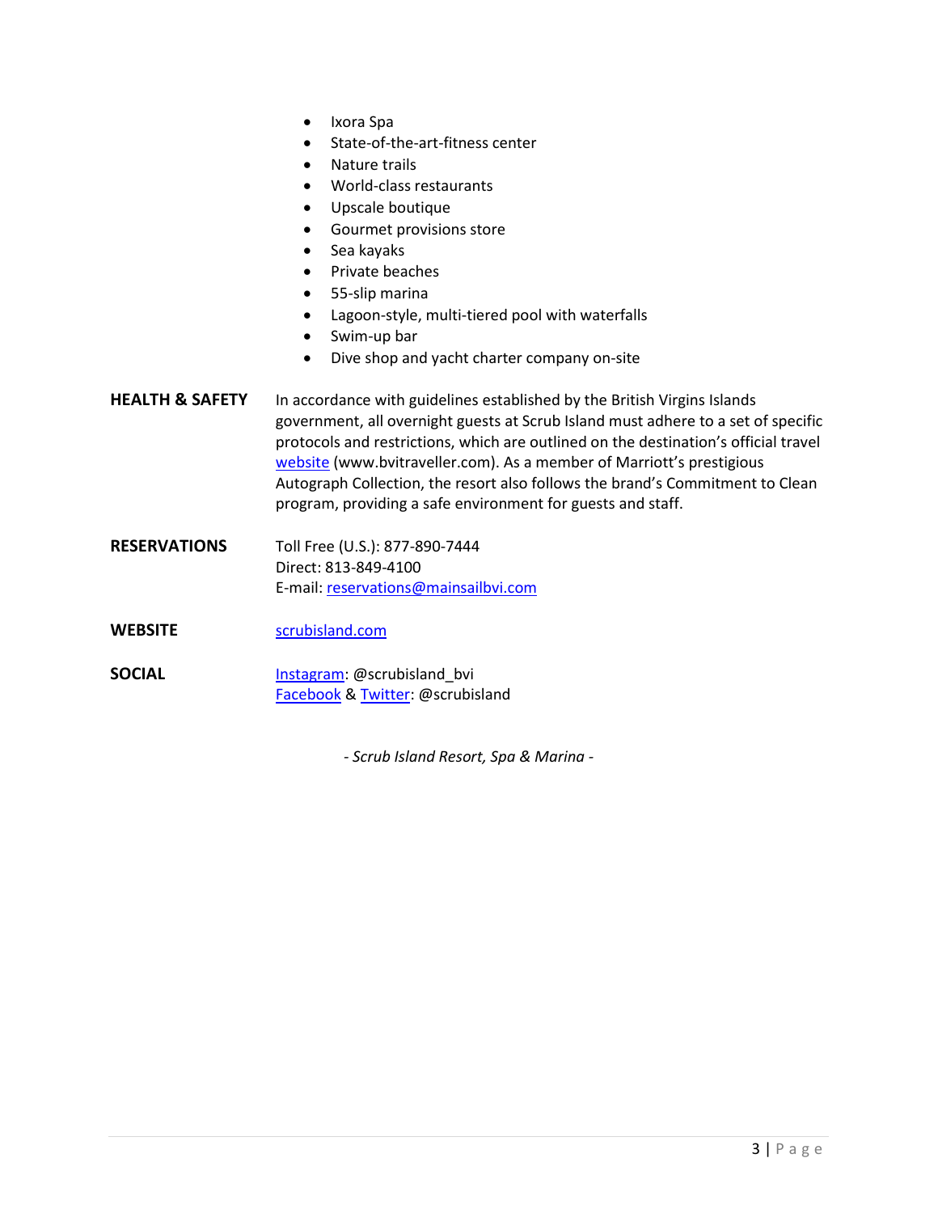- Ixora Spa
- State-of-the-art-fitness center
- Nature trails
- World-class restaurants
- Upscale boutique
- Gourmet provisions store
- Sea kayaks
- Private beaches
- 55-slip marina
- Lagoon-style, multi-tiered pool with waterfalls
- Swim-up bar
- Dive shop and yacht charter company on-site

**HEALTH & SAFETY** In accordance with guidelines established by the British Virgins Islands government, all overnight guests at Scrub Island must adhere to a set of specific protocols and restrictions, which are outlined on the destination's official travel [website](www.bvitraveller.com) (www.bvitraveller.com). As a member of Marriott's prestigious Autograph Collection, the resort also follows the brand's Commitment to Clean program, providing a safe environment for guests and staff.

**RESERVATIONS** Toll Free (U.S.): 877-890-7444
Direct: 813-849-4100
E-mail: reservations@mainsailbvi.com

**WEBSITE** scrubisland.com

**SOCIAL** Instagram: @scrubisland_bvi
Facebook & Twitter: @scrubisland

*- Scrub Island Resort, Spa & Marina -*